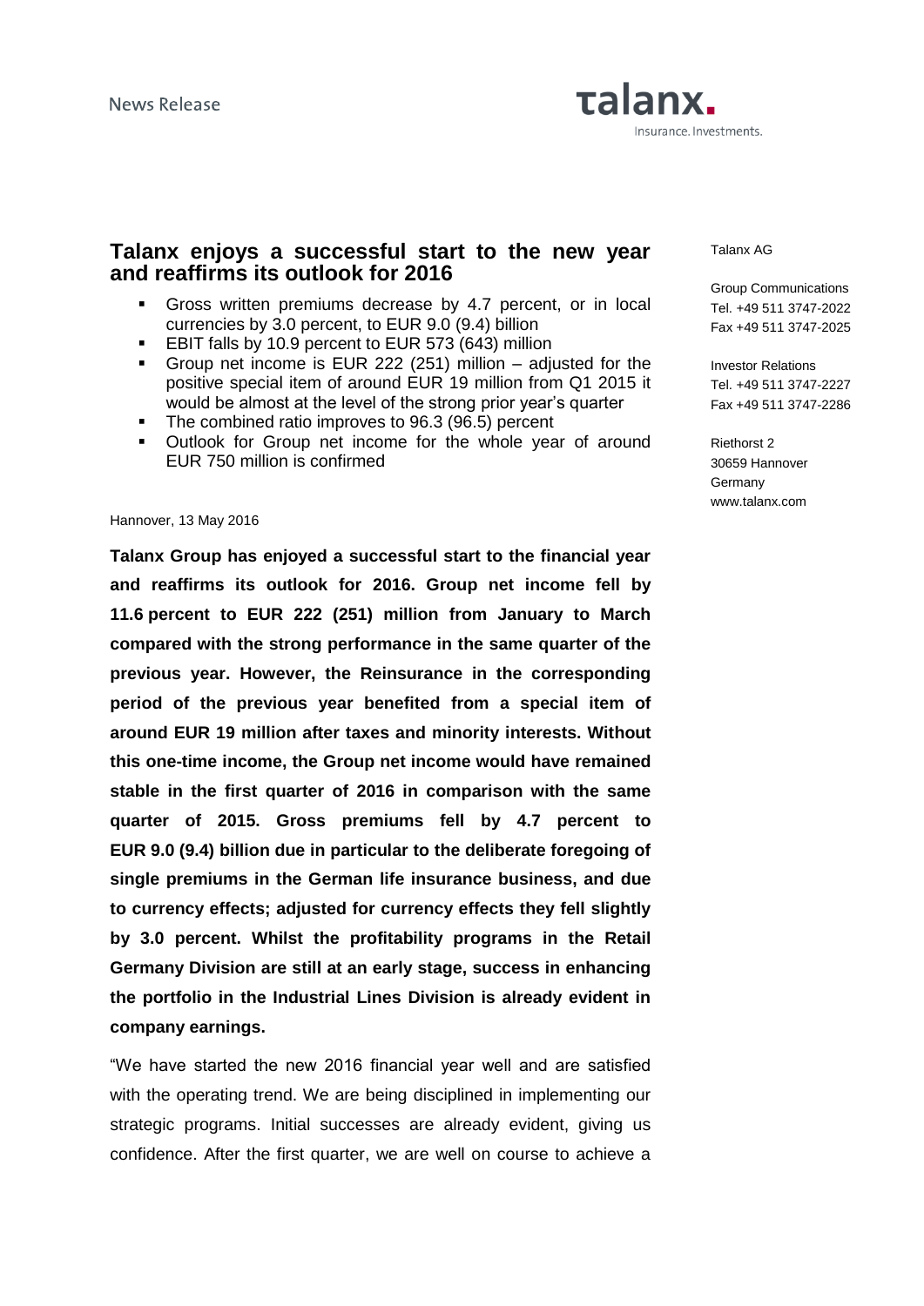News Release

talanx.
Insurance. Investments.

Talanx AG

Group Communications
Tel. +49 511 3747-2022
Fax +49 511 3747-2025

Investor Relations
Tel. +49 511 3747-2227
Fax +49 511 3747-2286

Riethorst 2
30659 Hannover
Germany
www.talanx.com

# Talanx enjoys a successful start to the new year and reaffirms its outlook for 2016

- Gross written premiums decrease by 4.7 percent, or in local currencies by 3.0 percent, to EUR 9.0 (9.4) billion
- EBIT falls by 10.9 percent to EUR 573 (643) million
- Group net income is EUR 222 (251) million – adjusted for the positive special item of around EUR 19 million from Q1 2015 it would be almost at the level of the strong prior year's quarter
- The combined ratio improves to 96.3 (96.5) percent
- Outlook for Group net income for the whole year of around EUR 750 million is confirmed

Hannover, 13 May 2016

**Talanx Group has enjoyed a successful start to the financial year and reaffirms its outlook for 2016. Group net income fell by 11.6 percent to EUR 222 (251) million from January to March compared with the strong performance in the same quarter of the previous year. However, the Reinsurance in the corresponding period of the previous year benefited from a special item of around EUR 19 million after taxes and minority interests. Without this one-time income, the Group net income would have remained stable in the first quarter of 2016 in comparison with the same quarter of 2015. Gross premiums fell by 4.7 percent to EUR 9.0 (9.4) billion due in particular to the deliberate foregoing of single premiums in the German life insurance business, and due to currency effects; adjusted for currency effects they fell slightly by 3.0 percent. Whilst the profitability programs in the Retail Germany Division are still at an early stage, success in enhancing the portfolio in the Industrial Lines Division is already evident in company earnings.**

"We have started the new 2016 financial year well and are satisfied with the operating trend. We are being disciplined in implementing our strategic programs. Initial successes are already evident, giving us confidence. After the first quarter, we are well on course to achieve a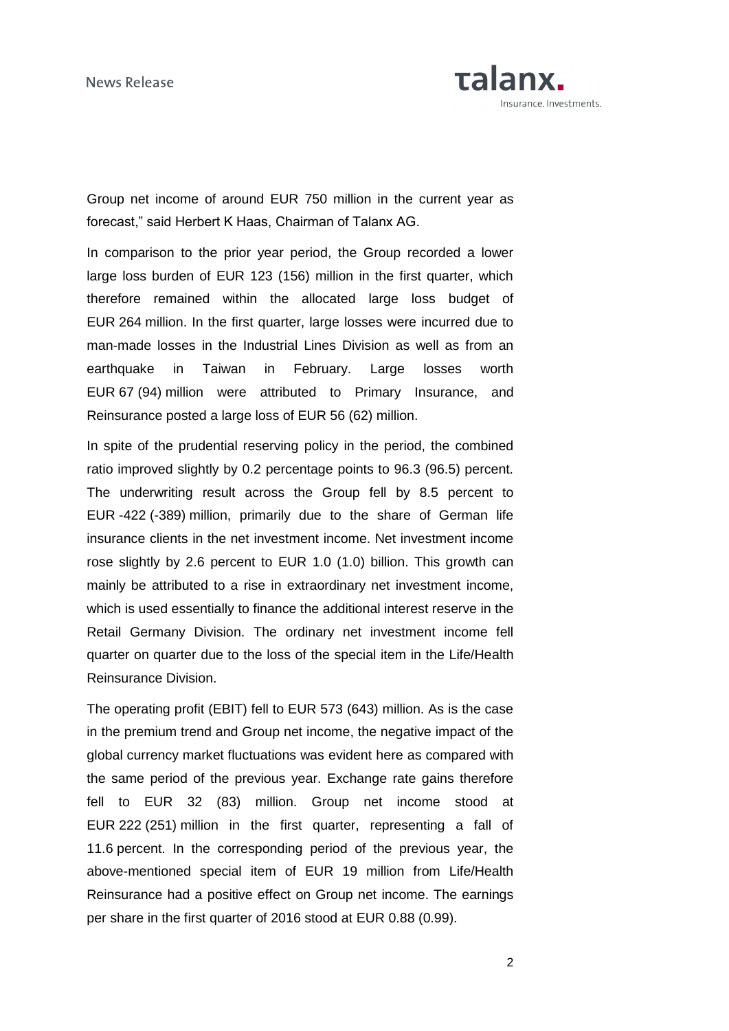Group net income of around EUR 750 million in the current year as forecast," said Herbert K Haas, Chairman of Talanx AG.

In comparison to the prior year period, the Group recorded a lower large loss burden of EUR 123 (156) million in the first quarter, which therefore remained within the allocated large loss budget of EUR 264 million. In the first quarter, large losses were incurred due to man-made losses in the Industrial Lines Division as well as from an earthquake in Taiwan in February. Large losses worth EUR 67 (94) million were attributed to Primary Insurance, and Reinsurance posted a large loss of EUR 56 (62) million.

In spite of the prudential reserving policy in the period, the combined ratio improved slightly by 0.2 percentage points to 96.3 (96.5) percent. The underwriting result across the Group fell by 8.5 percent to EUR -422 (-389) million, primarily due to the share of German life insurance clients in the net investment income. Net investment income rose slightly by 2.6 percent to EUR 1.0 (1.0) billion. This growth can mainly be attributed to a rise in extraordinary net investment income, which is used essentially to finance the additional interest reserve in the Retail Germany Division. The ordinary net investment income fell quarter on quarter due to the loss of the special item in the Life/Health Reinsurance Division.

The operating profit (EBIT) fell to EUR 573 (643) million. As is the case in the premium trend and Group net income, the negative impact of the global currency market fluctuations was evident here as compared with the same period of the previous year. Exchange rate gains therefore fell to EUR 32 (83) million. Group net income stood at EUR 222 (251) million in the first quarter, representing a fall of 11.6 percent. In the corresponding period of the previous year, the above-mentioned special item of EUR 19 million from Life/Health Reinsurance had a positive effect on Group net income. The earnings per share in the first quarter of 2016 stood at EUR 0.88 (0.99).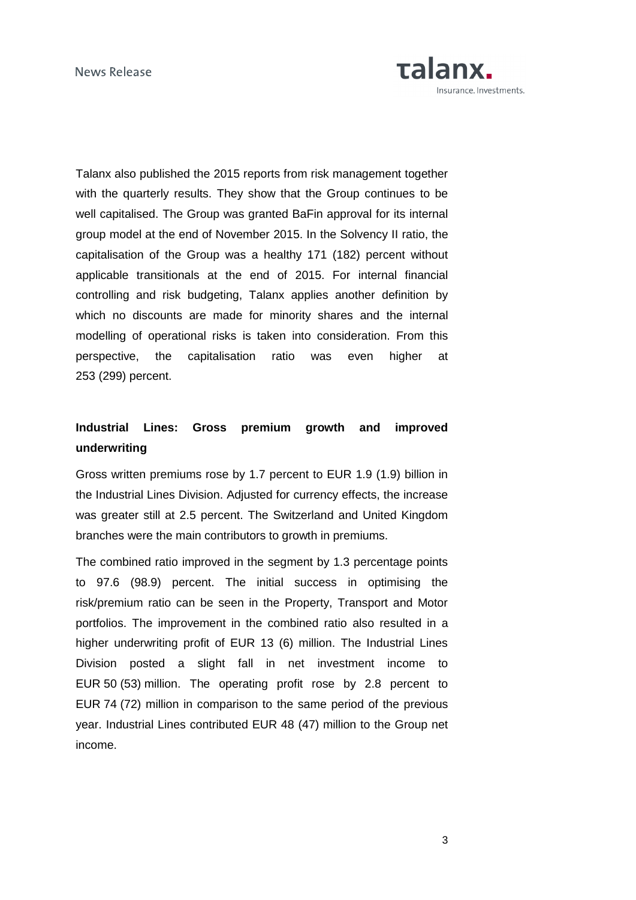Talanx also published the 2015 reports from risk management together with the quarterly results. They show that the Group continues to be well capitalised. The Group was granted BaFin approval for its internal group model at the end of November 2015. In the Solvency II ratio, the capitalisation of the Group was a healthy 171 (182) percent without applicable transitionals at the end of 2015. For internal financial controlling and risk budgeting, Talanx applies another definition by which no discounts are made for minority shares and the internal modelling of operational risks is taken into consideration. From this perspective, the capitalisation ratio was even higher at 253 (299) percent.

**Industrial Lines: Gross premium growth and improved underwriting**

Gross written premiums rose by 1.7 percent to EUR 1.9 (1.9) billion in the Industrial Lines Division. Adjusted for currency effects, the increase was greater still at 2.5 percent. The Switzerland and United Kingdom branches were the main contributors to growth in premiums.

The combined ratio improved in the segment by 1.3 percentage points to 97.6 (98.9) percent. The initial success in optimising the risk/premium ratio can be seen in the Property, Transport and Motor portfolios. The improvement in the combined ratio also resulted in a higher underwriting profit of EUR 13 (6) million. The Industrial Lines Division posted a slight fall in net investment income to EUR 50 (53) million. The operating profit rose by 2.8 percent to EUR 74 (72) million in comparison to the same period of the previous year. Industrial Lines contributed EUR 48 (47) million to the Group net income.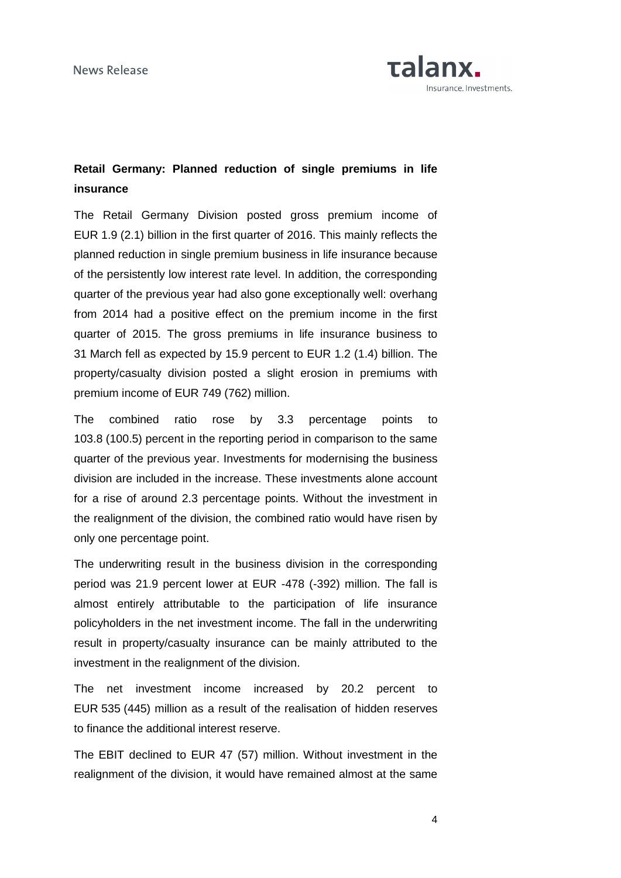## Retail Germany: Planned reduction of single premiums in life insurance

The Retail Germany Division posted gross premium income of EUR 1.9 (2.1) billion in the first quarter of 2016. This mainly reflects the planned reduction in single premium business in life insurance because of the persistently low interest rate level. In addition, the corresponding quarter of the previous year had also gone exceptionally well: overhang from 2014 had a positive effect on the premium income in the first quarter of 2015. The gross premiums in life insurance business to 31 March fell as expected by 15.9 percent to EUR 1.2 (1.4) billion. The property/casualty division posted a slight erosion in premiums with premium income of EUR 749 (762) million.

The combined ratio rose by 3.3 percentage points to 103.8 (100.5) percent in the reporting period in comparison to the same quarter of the previous year. Investments for modernising the business division are included in the increase. These investments alone account for a rise of around 2.3 percentage points. Without the investment in the realignment of the division, the combined ratio would have risen by only one percentage point.

The underwriting result in the business division in the corresponding period was 21.9 percent lower at EUR -478 (-392) million. The fall is almost entirely attributable to the participation of life insurance policyholders in the net investment income. The fall in the underwriting result in property/casualty insurance can be mainly attributed to the investment in the realignment of the division.

The net investment income increased by 20.2 percent to EUR 535 (445) million as a result of the realisation of hidden reserves to finance the additional interest reserve.

The EBIT declined to EUR 47 (57) million. Without investment in the realignment of the division, it would have remained almost at the same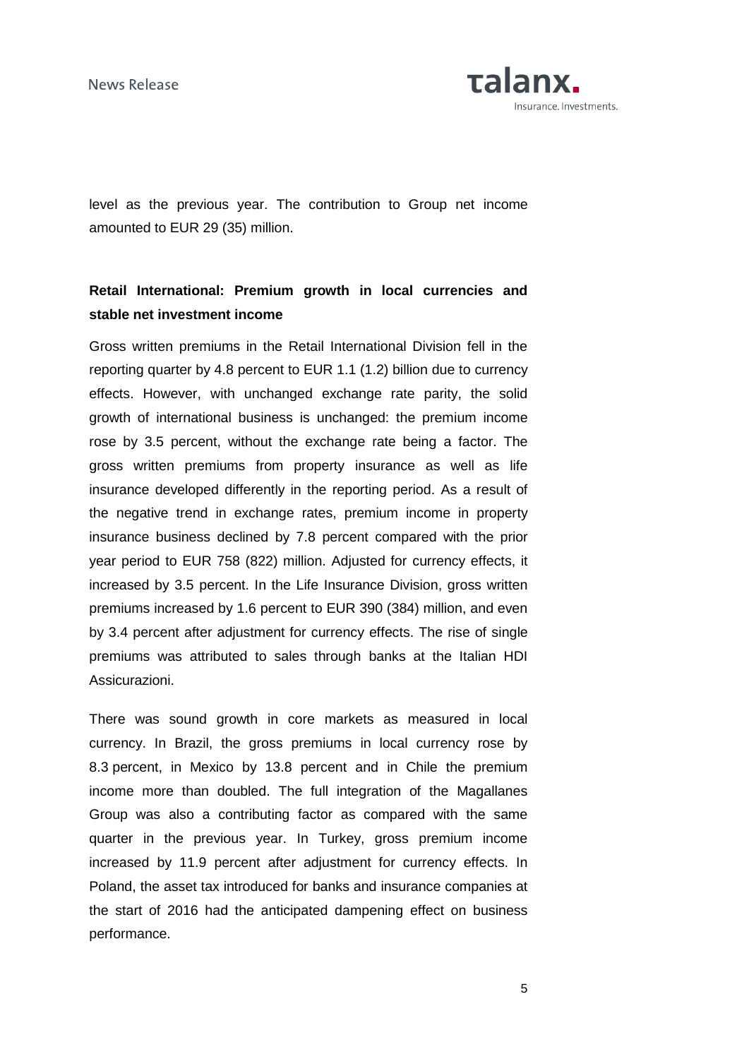level as the previous year. The contribution to Group net income amounted to EUR 29 (35) million.

**Retail International: Premium growth in local currencies and stable net investment income**

Gross written premiums in the Retail International Division fell in the reporting quarter by 4.8 percent to EUR 1.1 (1.2) billion due to currency effects. However, with unchanged exchange rate parity, the solid growth of international business is unchanged: the premium income rose by 3.5 percent, without the exchange rate being a factor. The gross written premiums from property insurance as well as life insurance developed differently in the reporting period. As a result of the negative trend in exchange rates, premium income in property insurance business declined by 7.8 percent compared with the prior year period to EUR 758 (822) million. Adjusted for currency effects, it increased by 3.5 percent. In the Life Insurance Division, gross written premiums increased by 1.6 percent to EUR 390 (384) million, and even by 3.4 percent after adjustment for currency effects. The rise of single premiums was attributed to sales through banks at the Italian HDI Assicurazioni.

There was sound growth in core markets as measured in local currency. In Brazil, the gross premiums in local currency rose by 8.3 percent, in Mexico by 13.8 percent and in Chile the premium income more than doubled. The full integration of the Magallanes Group was also a contributing factor as compared with the same quarter in the previous year. In Turkey, gross premium income increased by 11.9 percent after adjustment for currency effects. In Poland, the asset tax introduced for banks and insurance companies at the start of 2016 had the anticipated dampening effect on business performance.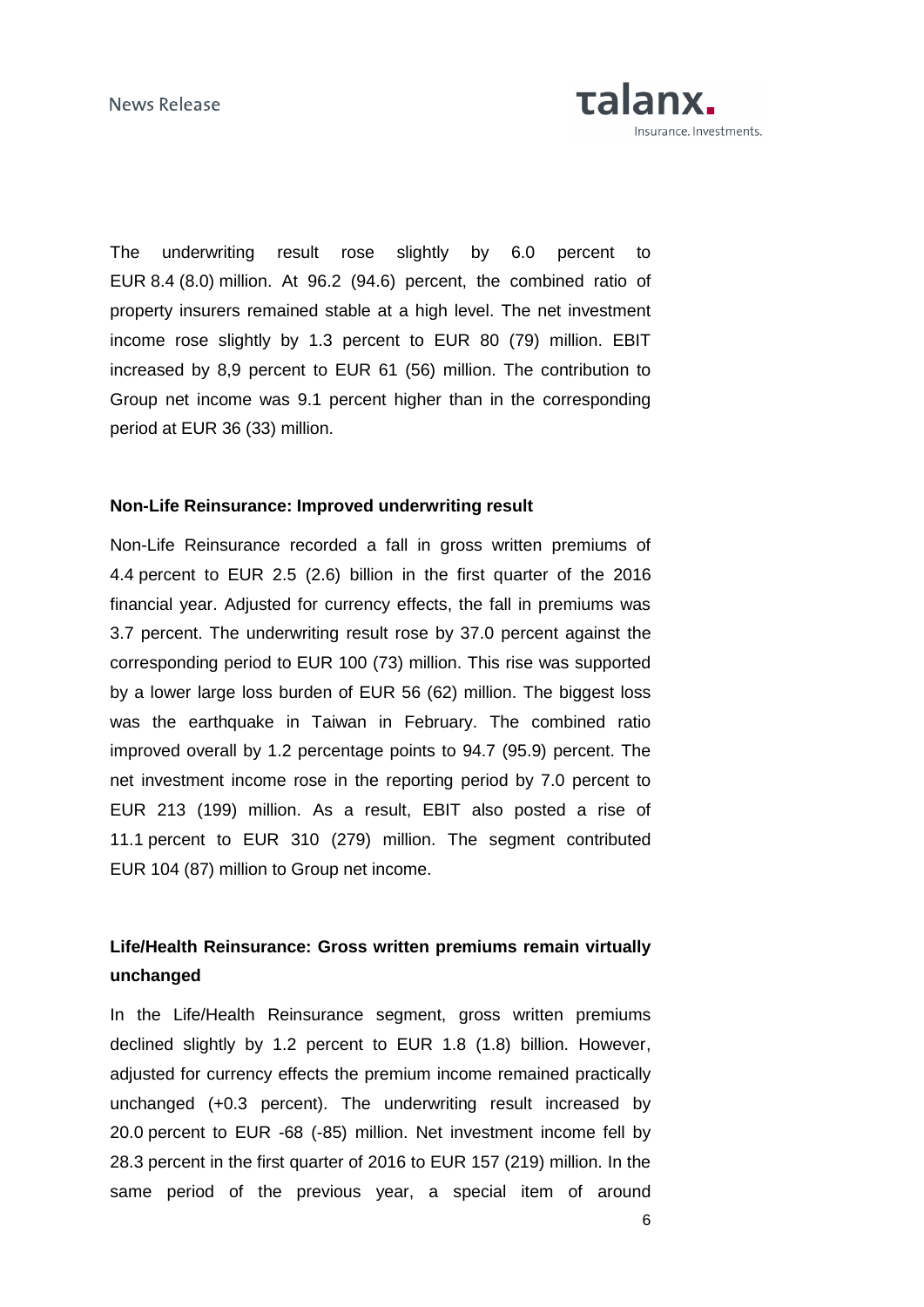The underwriting result rose slightly by 6.0 percent to EUR 8.4 (8.0) million. At 96.2 (94.6) percent, the combined ratio of property insurers remained stable at a high level. The net investment income rose slightly by 1.3 percent to EUR 80 (79) million. EBIT increased by 8,9 percent to EUR 61 (56) million. The contribution to Group net income was 9.1 percent higher than in the corresponding period at EUR 36 (33) million.

**Non-Life Reinsurance: Improved underwriting result**

Non-Life Reinsurance recorded a fall in gross written premiums of 4.4 percent to EUR 2.5 (2.6) billion in the first quarter of the 2016 financial year. Adjusted for currency effects, the fall in premiums was 3.7 percent. The underwriting result rose by 37.0 percent against the corresponding period to EUR 100 (73) million. This rise was supported by a lower large loss burden of EUR 56 (62) million. The biggest loss was the earthquake in Taiwan in February. The combined ratio improved overall by 1.2 percentage points to 94.7 (95.9) percent. The net investment income rose in the reporting period by 7.0 percent to EUR 213 (199) million. As a result, EBIT also posted a rise of 11.1 percent to EUR 310 (279) million. The segment contributed EUR 104 (87) million to Group net income.

**Life/Health Reinsurance: Gross written premiums remain virtually unchanged**

In the Life/Health Reinsurance segment, gross written premiums declined slightly by 1.2 percent to EUR 1.8 (1.8) billion. However, adjusted for currency effects the premium income remained practically unchanged (+0.3 percent). The underwriting result increased by 20.0 percent to EUR -68 (-85) million. Net investment income fell by 28.3 percent in the first quarter of 2016 to EUR 157 (219) million. In the same period of the previous year, a special item of around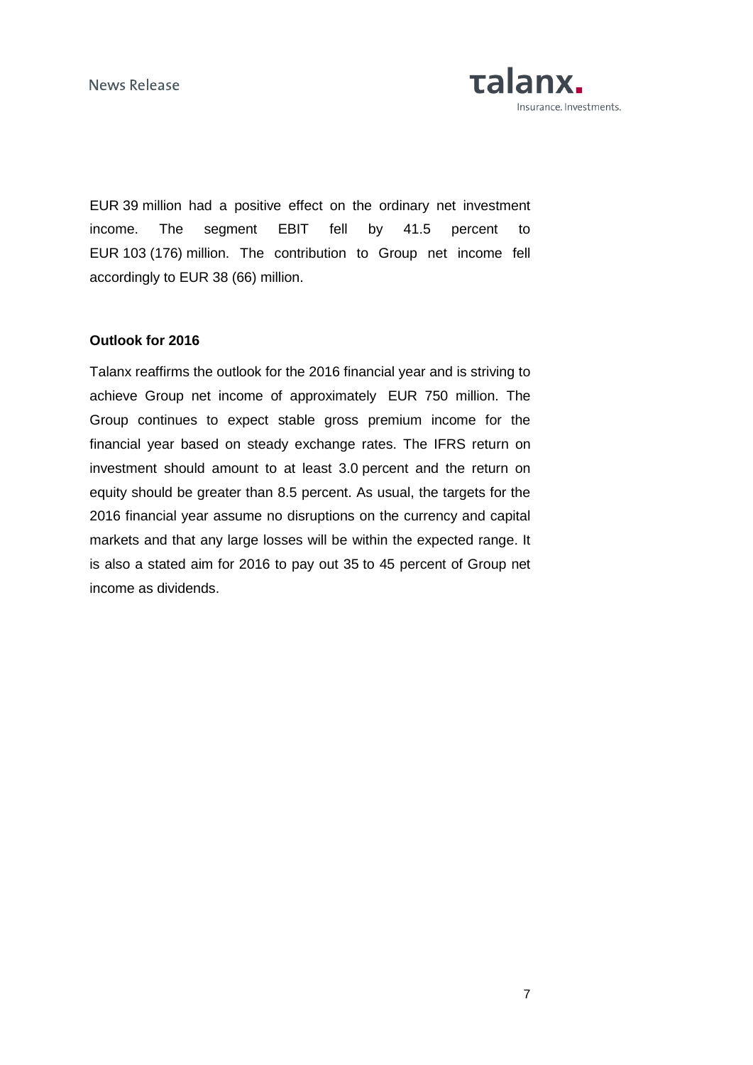EUR 39 million had a positive effect on the ordinary net investment income. The segment EBIT fell by 41.5 percent to EUR 103 (176) million. The contribution to Group net income fell accordingly to EUR 38 (66) million.

**Outlook for 2016**

Talanx reaffirms the outlook for the 2016 financial year and is striving to achieve Group net income of approximately EUR 750 million. The Group continues to expect stable gross premium income for the financial year based on steady exchange rates. The IFRS return on investment should amount to at least 3.0 percent and the return on equity should be greater than 8.5 percent. As usual, the targets for the 2016 financial year assume no disruptions on the currency and capital markets and that any large losses will be within the expected range. It is also a stated aim for 2016 to pay out 35 to 45 percent of Group net income as dividends.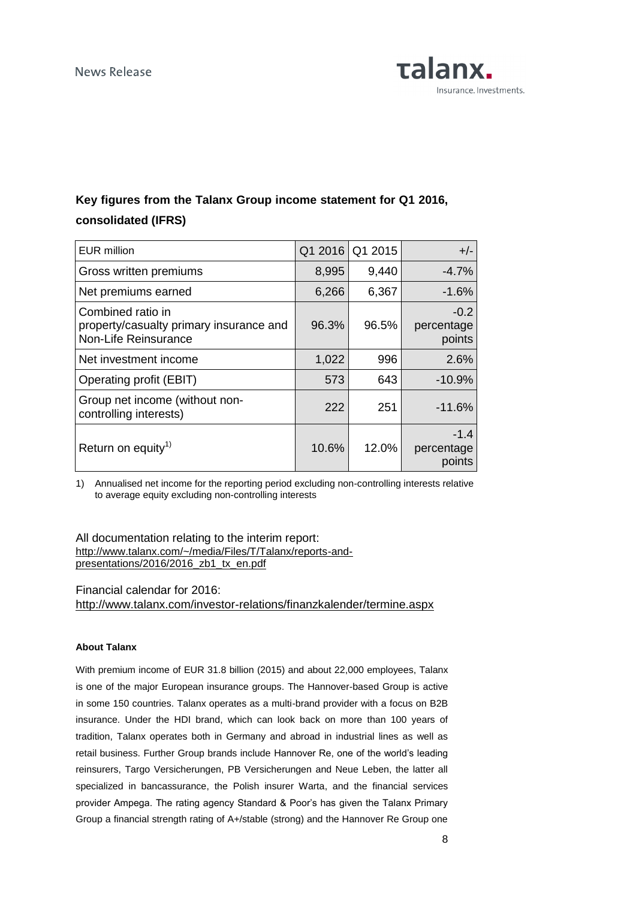## Key figures from the Talanx Group income statement for Q1 2016, consolidated (IFRS)

| EUR million | Q1 2016 | Q1 2015 | +/- |
|---|---|---|---|
| Gross written premiums | 8,995 | 9,440 | -4.7% |
| Net premiums earned | 6,266 | 6,367 | -1.6% |
| Combined ratio in property/casualty primary insurance and Non-Life Reinsurance | 96.3% | 96.5% | -0.2 percentage points |
| Net investment income | 1,022 | 996 | 2.6% |
| Operating profit (EBIT) | 573 | 643 | -10.9% |
| Group net income (without non-controlling interests) | 222 | 251 | -11.6% |
| Return on equity[1)] | 10.6% | 12.0% | -1.4 percentage points |

1) Annualised net income for the reporting period excluding non-controlling interests relative to average equity excluding non-controlling interests

All documentation relating to the interim report:
http://www.talanx.com/~/media/Files/T/Talanx/reports-and-presentations/2016/2016_zb1_tx_en.pdf

Financial calendar for 2016:
http://www.talanx.com/investor-relations/finanzkalender/termine.aspx

**About Talanx**

With premium income of EUR 31.8 billion (2015) and about 22,000 employees, Talanx is one of the major European insurance groups. The Hannover-based Group is active in some 150 countries. Talanx operates as a multi-brand provider with a focus on B2B insurance. Under the HDI brand, which can look back on more than 100 years of tradition, Talanx operates both in Germany and abroad in industrial lines as well as retail business. Further Group brands include Hannover Re, one of the world's leading reinsurers, Targo Versicherungen, PB Versicherungen and Neue Leben, the latter all specialized in bancassurance, the Polish insurer Warta, and the financial services provider Ampega. The rating agency Standard & Poor's has given the Talanx Primary Group a financial strength rating of A+/stable (strong) and the Hannover Re Group one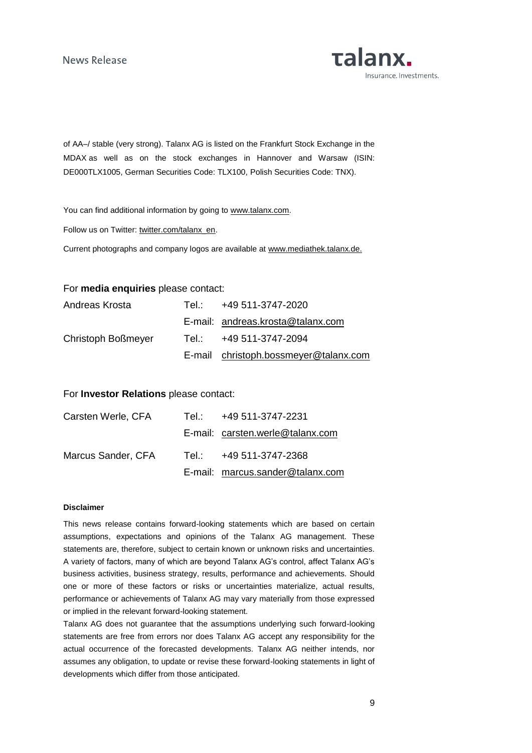of AA–/ stable (very strong). Talanx AG is listed on the Frankfurt Stock Exchange in the MDAX as well as on the stock exchanges in Hannover and Warsaw (ISIN: DE000TLX1005, German Securities Code: TLX100, Polish Securities Code: TNX).

You can find additional information by going to www.talanx.com.

Follow us on Twitter: twitter.com/talanx_en.

Current photographs and company logos are available at www.mediathek.talanx.de.

For **media enquiries** please contact:

| | | |
|---|---|---|
| Andreas Krosta | Tel.: | +49 511-3747-2020 |
| | E-mail: | andreas.krosta@talanx.com |
| Christoph Boßmeyer | Tel.: | +49 511-3747-2094 |
| | E-mail | christoph.bossmeyer@talanx.com |

For **Investor Relations** please contact:

| | | |
|---|---|---|
| Carsten Werle, CFA | Tel.: | +49 511-3747-2231 |
| | E-mail: | carsten.werle@talanx.com |
| Marcus Sander, CFA | Tel.: | +49 511-3747-2368 |
| | E-mail: | marcus.sander@talanx.com |

**Disclaimer**

This news release contains forward-looking statements which are based on certain assumptions, expectations and opinions of the Talanx AG management. These statements are, therefore, subject to certain known or unknown risks and uncertainties. A variety of factors, many of which are beyond Talanx AG's control, affect Talanx AG's business activities, business strategy, results, performance and achievements. Should one or more of these factors or risks or uncertainties materialize, actual results, performance or achievements of Talanx AG may vary materially from those expressed or implied in the relevant forward-looking statement.

Talanx AG does not guarantee that the assumptions underlying such forward-looking statements are free from errors nor does Talanx AG accept any responsibility for the actual occurrence of the forecasted developments. Talanx AG neither intends, nor assumes any obligation, to update or revise these forward-looking statements in light of developments which differ from those anticipated.